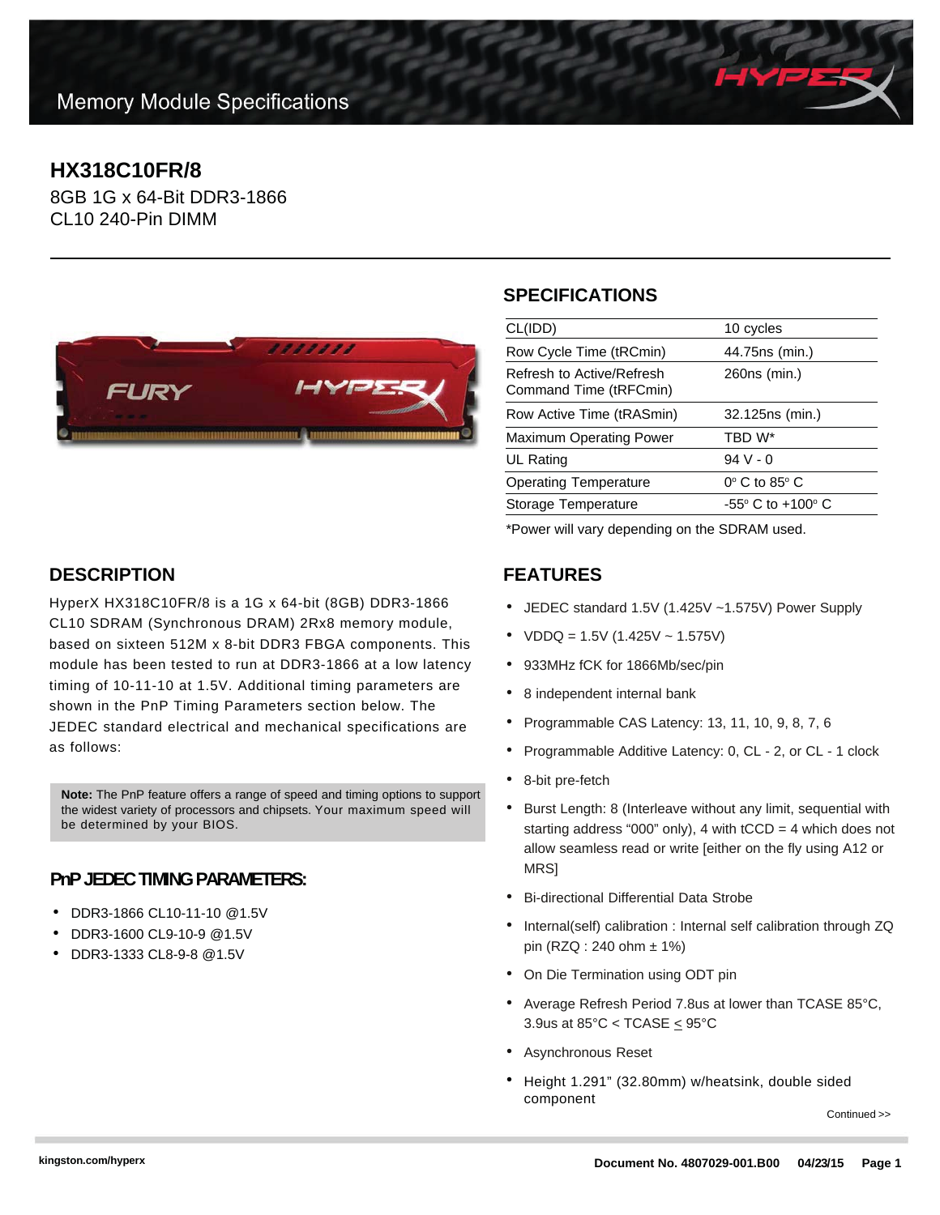# Memory Module Specifications

## HX318C10FR/8

8GB 1G x 64-Bit DDR3-1866
CL10 240-Pin DIMM

## SPECIFICATIONS

| | |
|---|---|
| CL(IDD) | 10 cycles |
| Row Cycle Time (tRCmin) | 44.75ns (min.) |
| Refresh to Active/Refresh Command Time (tRFCmin) | 260ns (min.) |
| Row Active Time (tRASmin) | 32.125ns (min.) |
| Maximum Operating Power | TBD W* |
| UL Rating | 94 V - 0 |
| Operating Temperature | 0° C to 85° C |
| Storage Temperature | -55° C to +100° C |

*Power will vary depending on the SDRAM used.

## DESCRIPTION

HyperX HX318C10FR/8 is a 1G x 64-bit (8GB) DDR3-1866 CL10 SDRAM (Synchronous DRAM) 2Rx8 memory module, based on sixteen 512M x 8-bit DDR3 FBGA components. This module has been tested to run at DDR3-1866 at a low latency timing of 10-11-10 at 1.5V. Additional timing parameters are shown in the PnP Timing Parameters section below. The JEDEC standard electrical and mechanical specifications are as follows:

**Note:** The PnP feature offers a range of speed and timing options to support the widest variety of processors and chipsets. Your maximum speed will be determined by your BIOS.

### PnP JEDEC TIMING PARAMETERS:

- DDR3-1866 CL10-11-10 @1.5V
- DDR3-1600 CL9-10-9 @1.5V
- DDR3-1333 CL8-9-8 @1.5V

## FEATURES

- JEDEC standard 1.5V (1.425V ~1.575V) Power Supply
- VDDQ = 1.5V (1.425V ~ 1.575V)
- 933MHz fCK for 1866Mb/sec/pin
- 8 independent internal bank
- Programmable CAS Latency: 13, 11, 10, 9, 8, 7, 6
- Programmable Additive Latency: 0, CL - 2, or CL - 1 clock
- 8-bit pre-fetch
- Burst Length: 8 (Interleave without any limit, sequential with starting address “000” only), 4 with tCCD = 4 which does not allow seamless read or write [either on the fly using A12 or MRS]
- Bi-directional Differential Data Strobe
- Internal(self) calibration : Internal self calibration through ZQ pin (RZQ : 240 ohm ± 1%)
- On Die Termination using ODT pin
- Average Refresh Period 7.8us at lower than TCASE 85°C, 3.9us at 85°C < TCASE ≤ 95°C
- Asynchronous Reset
- Height 1.291” (32.80mm) w/heatsink, double sided component

Continued >>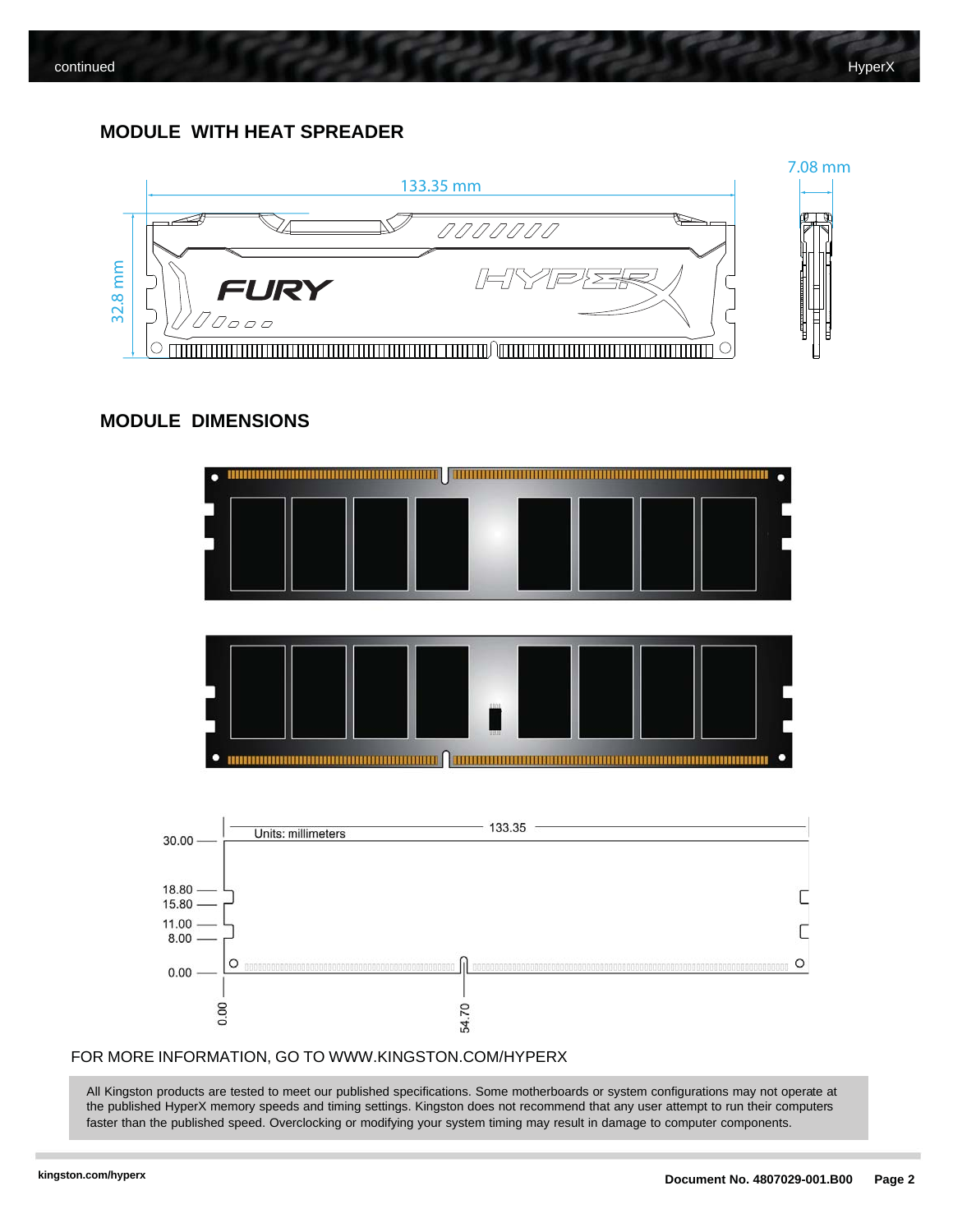## MODULE WITH HEAT SPREADER

133.35 mm

7.08 mm

32.8 mm

## MODULE DIMENSIONS

Units: millimeters

133.35

30.00

18.80

15.80

11.00

8.00

0.00

0.00

54.70

FOR MORE INFORMATION, GO TO WWW.KINGSTON.COM/HYPERX

All Kingston products are tested to meet our published specifications. Some motherboards or system configurations may not operate at the published HyperX memory speeds and timing settings. Kingston does not recommend that any user attempt to run their computers faster than the published speed. Overclocking or modifying your system timing may result in damage to computer components.

kingston.com/hyperx

Document No. 4807029-001.B00